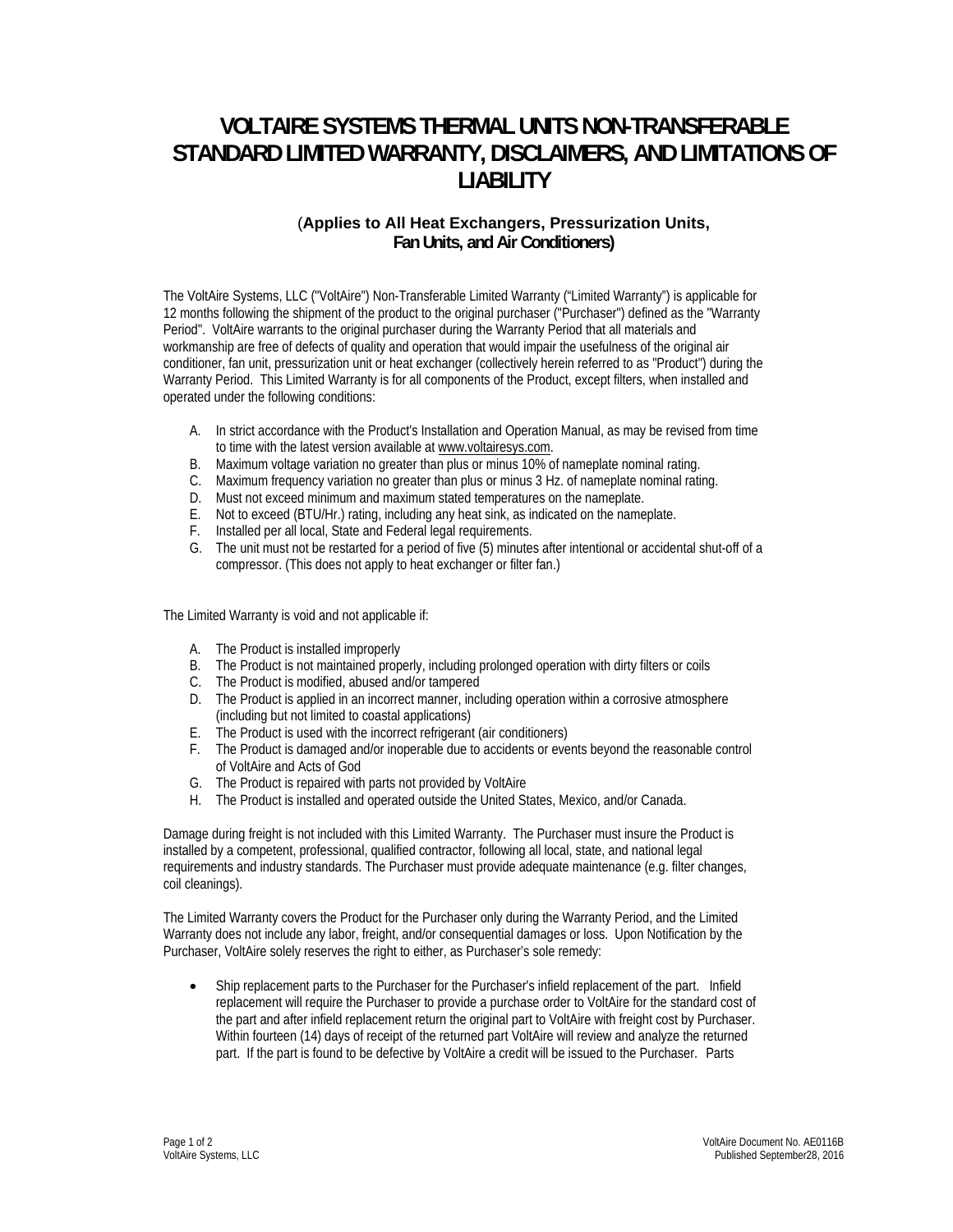# VOLTAIRE SYSTEMS THERMAL UNITS NON-TRANSFERABLE STANDARD LIMITED WARRANTY, DISCLAIMERS, AND LIMITATIONS OF LIABILITY

### (Applies to All Heat Exchangers, Pressurization Units, Fan Units, and Air Conditioners)

The VoltAire Systems, LLC ("VoltAire") Non-Transferable Limited Warranty ("Limited Warranty") is applicable for 12 months following the shipment of the product to the original purchaser ("Purchaser") defined as the "Warranty Period". VoltAire warrants to the original purchaser during the Warranty Period that all materials and workmanship are free of defects of quality and operation that would impair the usefulness of the original air conditioner, fan unit, pressurization unit or heat exchanger (collectively herein referred to as "Product") during the Warranty Period. This Limited Warranty is for all components of the Product, except filters, when installed and operated under the following conditions:

A. In strict accordance with the Product's Installation and Operation Manual, as may be revised from time to time with the latest version available at www.voltairesys.com.
B. Maximum voltage variation no greater than plus or minus 10% of nameplate nominal rating.
C. Maximum frequency variation no greater than plus or minus 3 Hz. of nameplate nominal rating.
D. Must not exceed minimum and maximum stated temperatures on the nameplate.
E. Not to exceed (BTU/Hr.) rating, including any heat sink, as indicated on the nameplate.
F. Installed per all local, State and Federal legal requirements.
G. The unit must not be restarted for a period of five (5) minutes after intentional or accidental shut-off of a compressor. (This does not apply to heat exchanger or filter fan.)

The Limited Warranty is void and not applicable if:

A. The Product is installed improperly
B. The Product is not maintained properly, including prolonged operation with dirty filters or coils
C. The Product is modified, abused and/or tampered
D. The Product is applied in an incorrect manner, including operation within a corrosive atmosphere (including but not limited to coastal applications)
E. The Product is used with the incorrect refrigerant (air conditioners)
F. The Product is damaged and/or inoperable due to accidents or events beyond the reasonable control of VoltAire and Acts of God
G. The Product is repaired with parts not provided by VoltAire
H. The Product is installed and operated outside the United States, Mexico, and/or Canada.

Damage during freight is not included with this Limited Warranty. The Purchaser must insure the Product is installed by a competent, professional, qualified contractor, following all local, state, and national legal requirements and industry standards. The Purchaser must provide adequate maintenance (e.g. filter changes, coil cleanings).

The Limited Warranty covers the Product for the Purchaser only during the Warranty Period, and the Limited Warranty does not include any labor, freight, and/or consequential damages or loss. Upon Notification by the Purchaser, VoltAire solely reserves the right to either, as Purchaser's sole remedy:

- Ship replacement parts to the Purchaser for the Purchaser's infield replacement of the part. Infield replacement will require the Purchaser to provide a purchase order to VoltAire for the standard cost of the part and after infield replacement return the original part to VoltAire with freight cost by Purchaser. Within fourteen (14) days of receipt of the returned part VoltAire will review and analyze the returned part. If the part is found to be defective by VoltAire a credit will be issued to the Purchaser. Parts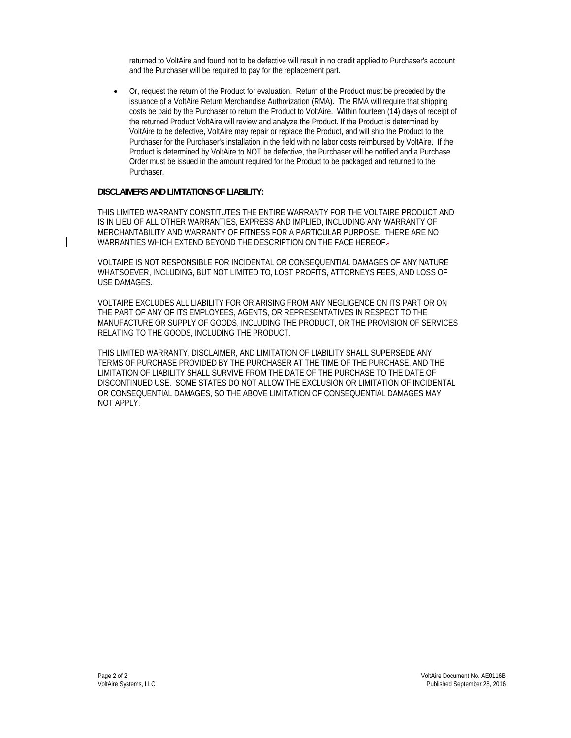returned to VoltAire and found not to be defective will result in no credit applied to Purchaser's account and the Purchaser will be required to pay for the replacement part.

- Or, request the return of the Product for evaluation. Return of the Product must be preceded by the issuance of a VoltAire Return Merchandise Authorization (RMA). The RMA will require that shipping costs be paid by the Purchaser to return the Product to VoltAire. Within fourteen (14) days of receipt of the returned Product VoltAire will review and analyze the Product. If the Product is determined by VoltAire to be defective, VoltAire may repair or replace the Product, and will ship the Product to the Purchaser for the Purchaser's installation in the field with no labor costs reimbursed by VoltAire. If the Product is determined by VoltAire to NOT be defective, the Purchaser will be notified and a Purchase Order must be issued in the amount required for the Product to be packaged and returned to the Purchaser.

**DISCLAIMERS AND LIMITATIONS OF LIABILITY:**

THIS LIMITED WARRANTY CONSTITUTES THE ENTIRE WARRANTY FOR THE VOLTAIRE PRODUCT AND IS IN LIEU OF ALL OTHER WARRANTIES, EXPRESS AND IMPLIED, INCLUDING ANY WARRANTY OF MERCHANTABILITY AND WARRANTY OF FITNESS FOR A PARTICULAR PURPOSE. THERE ARE NO WARRANTIES WHICH EXTEND BEYOND THE DESCRIPTION ON THE FACE HEREOF.

VOLTAIRE IS NOT RESPONSIBLE FOR INCIDENTAL OR CONSEQUENTIAL DAMAGES OF ANY NATURE WHATSOEVER, INCLUDING, BUT NOT LIMITED TO, LOST PROFITS, ATTORNEYS FEES, AND LOSS OF USE DAMAGES.

VOLTAIRE EXCLUDES ALL LIABILITY FOR OR ARISING FROM ANY NEGLIGENCE ON ITS PART OR ON THE PART OF ANY OF ITS EMPLOYEES, AGENTS, OR REPRESENTATIVES IN RESPECT TO THE MANUFACTURE OR SUPPLY OF GOODS, INCLUDING THE PRODUCT, OR THE PROVISION OF SERVICES RELATING TO THE GOODS, INCLUDING THE PRODUCT.

THIS LIMITED WARRANTY, DISCLAIMER, AND LIMITATION OF LIABILITY SHALL SUPERSEDE ANY TERMS OF PURCHASE PROVIDED BY THE PURCHASER AT THE TIME OF THE PURCHASE, AND THE LIMITATION OF LIABILITY SHALL SURVIVE FROM THE DATE OF THE PURCHASE TO THE DATE OF DISCONTINUED USE. SOME STATES DO NOT ALLOW THE EXCLUSION OR LIMITATION OF INCIDENTAL OR CONSEQUENTIAL DAMAGES, SO THE ABOVE LIMITATION OF CONSEQUENTIAL DAMAGES MAY NOT APPLY.